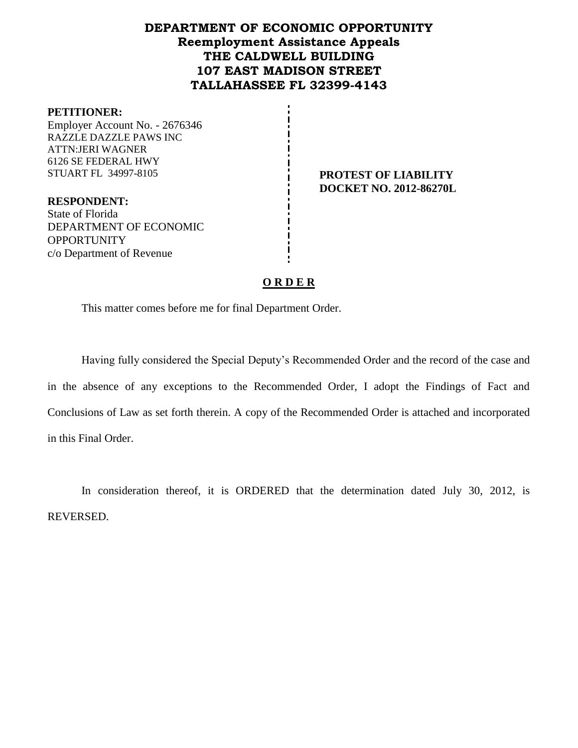# DEPARTMENT OF ECONOMIC OPPORTUNITY
## Reemployment Assistance Appeals
## THE CALDWELL BUILDING
## 107 EAST MADISON STREET
## TALLAHASSEE FL 32399-4143

**PETITIONER:**
Employer Account No. - 2676346
RAZZLE DAZZLE PAWS INC
ATTN:JERI WAGNER
6126 SE FEDERAL HWY
STUART FL 34997-8105

**RESPONDENT:**
State of Florida
DEPARTMENT OF ECONOMIC OPPORTUNITY
c/o Department of Revenue

**PROTEST OF LIABILITY**
**DOCKET NO. 2012-86270L**

**O R D E R**

This matter comes before me for final Department Order.

Having fully considered the Special Deputy's Recommended Order and the record of the case and in the absence of any exceptions to the Recommended Order, I adopt the Findings of Fact and Conclusions of Law as set forth therein. A copy of the Recommended Order is attached and incorporated in this Final Order.

In consideration thereof, it is ORDERED that the determination dated July 30, 2012, is REVERSED.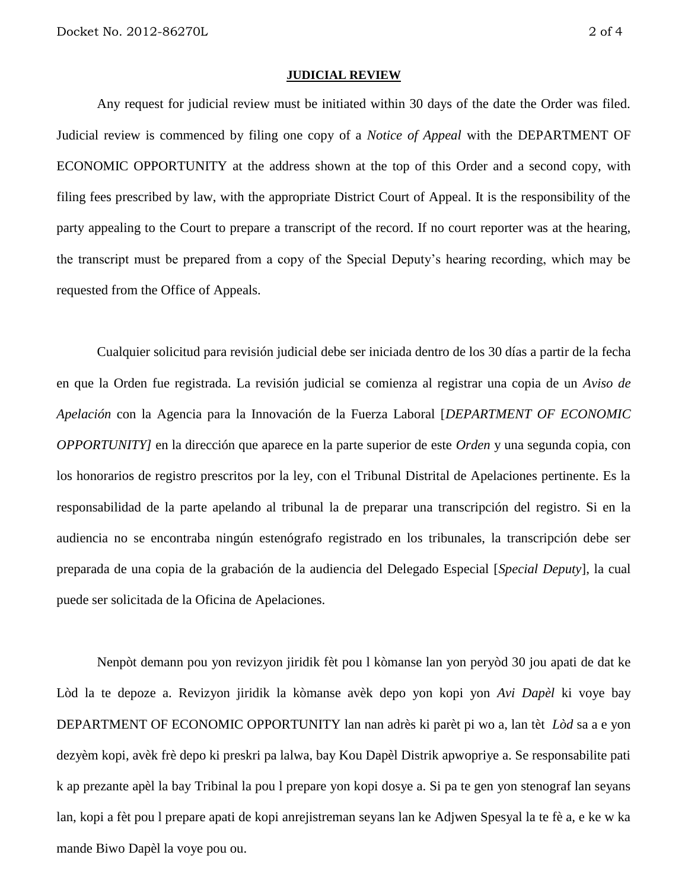## JUDICIAL REVIEW

Any request for judicial review must be initiated within 30 days of the date the Order was filed. Judicial review is commenced by filing one copy of a *Notice of Appeal* with the DEPARTMENT OF ECONOMIC OPPORTUNITY at the address shown at the top of this Order and a second copy, with filing fees prescribed by law, with the appropriate District Court of Appeal. It is the responsibility of the party appealing to the Court to prepare a transcript of the record. If no court reporter was at the hearing, the transcript must be prepared from a copy of the Special Deputy's hearing recording, which may be requested from the Office of Appeals.

Cualquier solicitud para revisión judicial debe ser iniciada dentro de los 30 días a partir de la fecha en que la Orden fue registrada. La revisión judicial se comienza al registrar una copia de un *Aviso de Apelación* con la Agencia para la Innovación de la Fuerza Laboral [*DEPARTMENT OF ECONOMIC OPPORTUNITY]* en la dirección que aparece en la parte superior de este *Orden* y una segunda copia, con los honorarios de registro prescritos por la ley, con el Tribunal Distrital de Apelaciones pertinente. Es la responsabilidad de la parte apelando al tribunal la de preparar una transcripción del registro. Si en la audiencia no se encontraba ningún estenógrafo registrado en los tribunales, la transcripción debe ser preparada de una copia de la grabación de la audiencia del Delegado Especial [*Special Deputy*], la cual puede ser solicitada de la Oficina de Apelaciones.

Nenpòt demann pou yon revizyon jiridik fèt pou l kòmanse lan yon peryòd 30 jou apati de dat ke Lòd la te depoze a. Revizyon jiridik la kòmanse avèk depo yon kopi yon *Avi Dapèl* ki voye bay DEPARTMENT OF ECONOMIC OPPORTUNITY lan nan adrès ki parèt pi wo a, lan tèt *Lòd* sa a e yon dezyèm kopi, avèk frè depo ki preskri pa lalwa, bay Kou Dapèl Distrik apwopriye a. Se responsabilite pati k ap prezante apèl la bay Tribinal la pou l prepare yon kopi dosye a. Si pa te gen yon stenograf lan seyans lan, kopi a fèt pou l prepare apati de kopi anrejistreman seyans lan ke Adjwen Spesyal la te fè a, e ke w ka mande Biwo Dapèl la voye pou ou.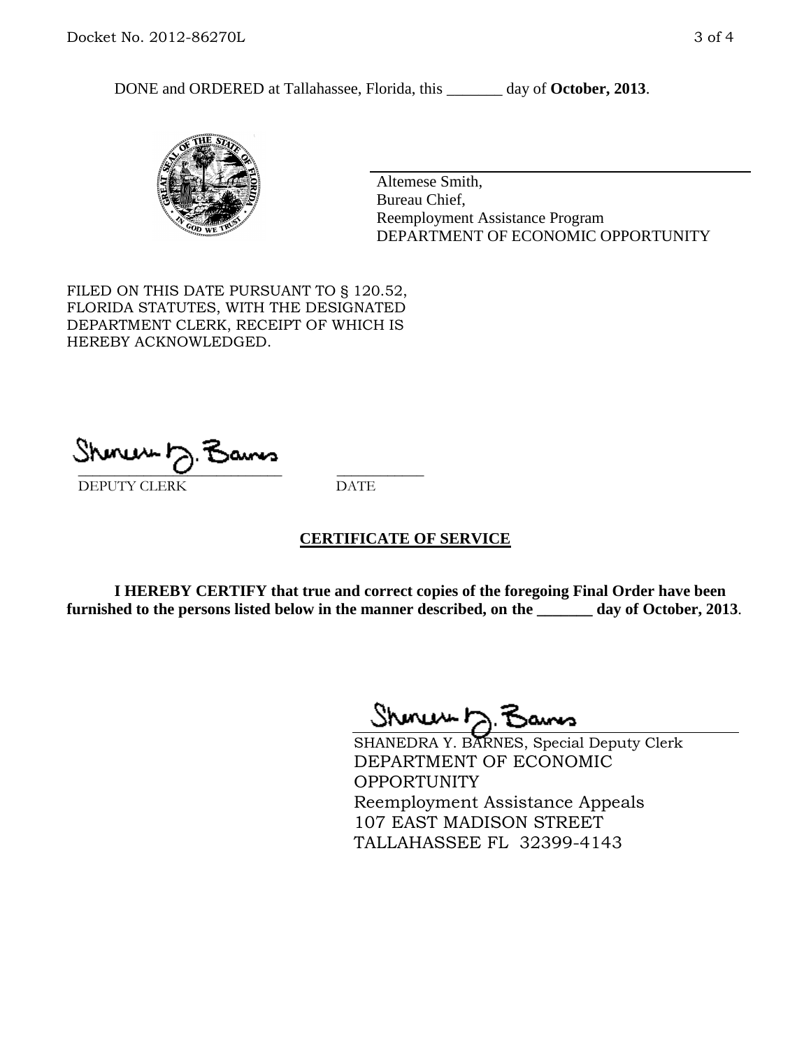DONE and ORDERED at Tallahassee, Florida, this _______ day of **October, 2013**.

Altemese Smith,
Bureau Chief,
Reemployment Assistance Program
DEPARTMENT OF ECONOMIC OPPORTUNITY

FILED ON THIS DATE PURSUANT TO § 120.52, FLORIDA STATUTES, WITH THE DESIGNATED DEPARTMENT CLERK, RECEIPT OF WHICH IS HEREBY ACKNOWLEDGED.

___________________________ ___________
DEPUTY CLERK DATE

## CERTIFICATE OF SERVICE

**I HEREBY CERTIFY that true and correct copies of the foregoing Final Order have been furnished to the persons listed below in the manner described, on the _______ day of October, 2013**.

SHANEDRA Y. BARNES, Special Deputy Clerk
DEPARTMENT OF ECONOMIC OPPORTUNITY
Reemployment Assistance Appeals
107 EAST MADISON STREET
TALLAHASSEE FL 32399-4143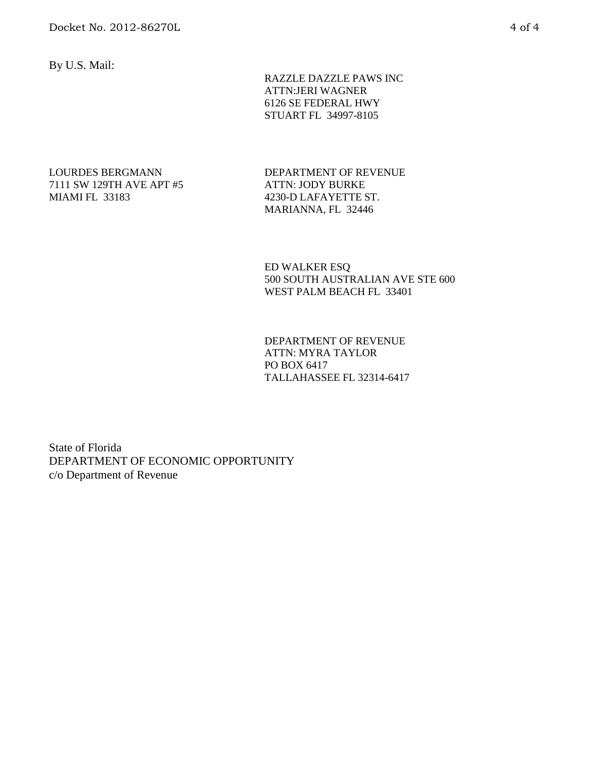By U.S. Mail:

RAZZLE DAZZLE PAWS INC
ATTN:JERI WAGNER
6126 SE FEDERAL HWY
STUART FL 34997-8105

LOURDES BERGMANN
7111 SW 129TH AVE APT #5
MIAMI FL 33183

DEPARTMENT OF REVENUE
ATTN: JODY BURKE
4230-D LAFAYETTE ST.
MARIANNA, FL 32446

ED WALKER ESQ
500 SOUTH AUSTRALIAN AVE STE 600
WEST PALM BEACH FL 33401

DEPARTMENT OF REVENUE
ATTN: MYRA TAYLOR
PO BOX 6417
TALLAHASSEE FL 32314-6417

State of Florida
DEPARTMENT OF ECONOMIC OPPORTUNITY
c/o Department of Revenue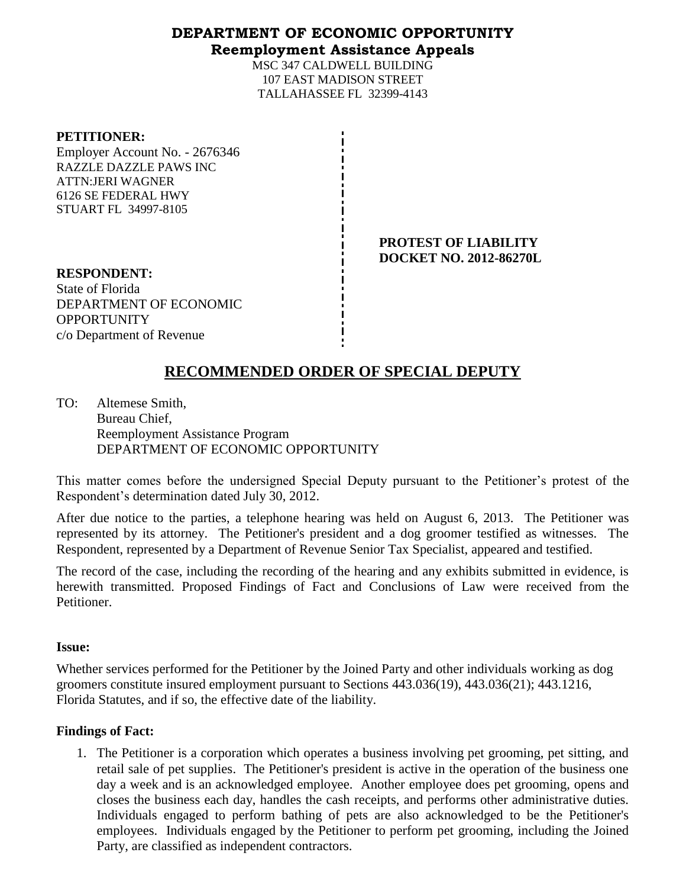# DEPARTMENT OF ECONOMIC OPPORTUNITY
## Reemployment Assistance Appeals

MSC 347 CALDWELL BUILDING
107 EAST MADISON STREET
TALLAHASSEE FL 32399-4143

**PETITIONER:**
Employer Account No. - 2676346
RAZZLE DAZZLE PAWS INC
ATTN:JERI WAGNER
6126 SE FEDERAL HWY
STUART FL 34997-8105

**PROTEST OF LIABILITY**
**DOCKET NO. 2012-86270L**

**RESPONDENT:**
State of Florida
DEPARTMENT OF ECONOMIC OPPORTUNITY
c/o Department of Revenue

# RECOMMENDED ORDER OF SPECIAL DEPUTY

TO: Altemese Smith,
Bureau Chief,
Reemployment Assistance Program
DEPARTMENT OF ECONOMIC OPPORTUNITY

This matter comes before the undersigned Special Deputy pursuant to the Petitioner's protest of the Respondent's determination dated July 30, 2012.

After due notice to the parties, a telephone hearing was held on August 6, 2013. The Petitioner was represented by its attorney. The Petitioner's president and a dog groomer testified as witnesses. The Respondent, represented by a Department of Revenue Senior Tax Specialist, appeared and testified.

The record of the case, including the recording of the hearing and any exhibits submitted in evidence, is herewith transmitted. Proposed Findings of Fact and Conclusions of Law were received from the Petitioner.

**Issue:**

Whether services performed for the Petitioner by the Joined Party and other individuals working as dog groomers constitute insured employment pursuant to Sections 443.036(19), 443.036(21); 443.1216, Florida Statutes, and if so, the effective date of the liability.

**Findings of Fact:**

1. The Petitioner is a corporation which operates a business involving pet grooming, pet sitting, and retail sale of pet supplies. The Petitioner's president is active in the operation of the business one day a week and is an acknowledged employee. Another employee does pet grooming, opens and closes the business each day, handles the cash receipts, and performs other administrative duties. Individuals engaged to perform bathing of pets are also acknowledged to be the Petitioner's employees. Individuals engaged by the Petitioner to perform pet grooming, including the Joined Party, are classified as independent contractors.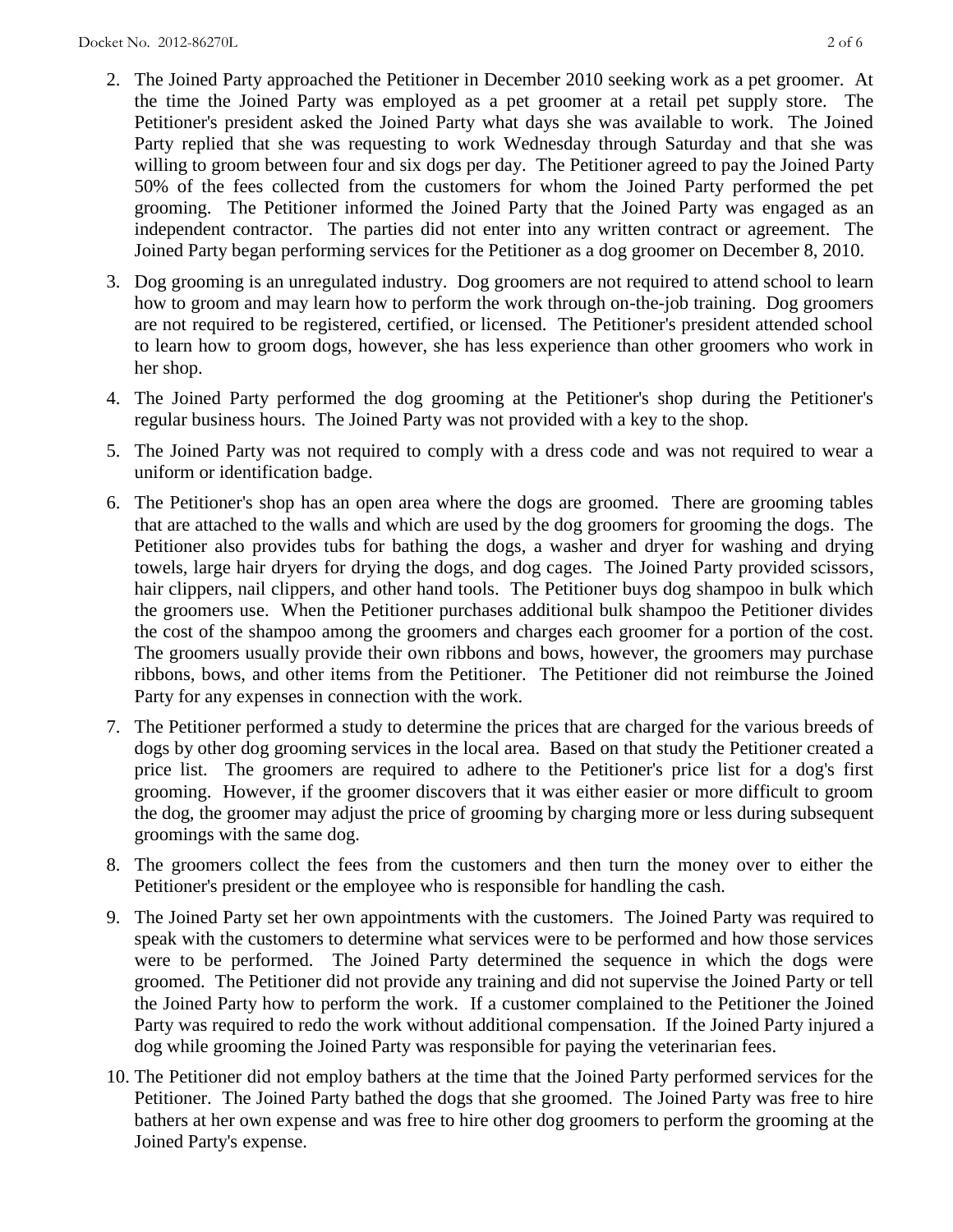2. The Joined Party approached the Petitioner in December 2010 seeking work as a pet groomer. At the time the Joined Party was employed as a pet groomer at a retail pet supply store. The Petitioner's president asked the Joined Party what days she was available to work. The Joined Party replied that she was requesting to work Wednesday through Saturday and that she was willing to groom between four and six dogs per day. The Petitioner agreed to pay the Joined Party 50% of the fees collected from the customers for whom the Joined Party performed the pet grooming. The Petitioner informed the Joined Party that the Joined Party was engaged as an independent contractor. The parties did not enter into any written contract or agreement. The Joined Party began performing services for the Petitioner as a dog groomer on December 8, 2010.

3. Dog grooming is an unregulated industry. Dog groomers are not required to attend school to learn how to groom and may learn how to perform the work through on-the-job training. Dog groomers are not required to be registered, certified, or licensed. The Petitioner's president attended school to learn how to groom dogs, however, she has less experience than other groomers who work in her shop.

4. The Joined Party performed the dog grooming at the Petitioner's shop during the Petitioner's regular business hours. The Joined Party was not provided with a key to the shop.

5. The Joined Party was not required to comply with a dress code and was not required to wear a uniform or identification badge.

6. The Petitioner's shop has an open area where the dogs are groomed. There are grooming tables that are attached to the walls and which are used by the dog groomers for grooming the dogs. The Petitioner also provides tubs for bathing the dogs, a washer and dryer for washing and drying towels, large hair dryers for drying the dogs, and dog cages. The Joined Party provided scissors, hair clippers, nail clippers, and other hand tools. The Petitioner buys dog shampoo in bulk which the groomers use. When the Petitioner purchases additional bulk shampoo the Petitioner divides the cost of the shampoo among the groomers and charges each groomer for a portion of the cost. The groomers usually provide their own ribbons and bows, however, the groomers may purchase ribbons, bows, and other items from the Petitioner. The Petitioner did not reimburse the Joined Party for any expenses in connection with the work.

7. The Petitioner performed a study to determine the prices that are charged for the various breeds of dogs by other dog grooming services in the local area. Based on that study the Petitioner created a price list. The groomers are required to adhere to the Petitioner's price list for a dog's first grooming. However, if the groomer discovers that it was either easier or more difficult to groom the dog, the groomer may adjust the price of grooming by charging more or less during subsequent groomings with the same dog.

8. The groomers collect the fees from the customers and then turn the money over to either the Petitioner's president or the employee who is responsible for handling the cash.

9. The Joined Party set her own appointments with the customers. The Joined Party was required to speak with the customers to determine what services were to be performed and how those services were to be performed. The Joined Party determined the sequence in which the dogs were groomed. The Petitioner did not provide any training and did not supervise the Joined Party or tell the Joined Party how to perform the work. If a customer complained to the Petitioner the Joined Party was required to redo the work without additional compensation. If the Joined Party injured a dog while grooming the Joined Party was responsible for paying the veterinarian fees.

10. The Petitioner did not employ bathers at the time that the Joined Party performed services for the Petitioner. The Joined Party bathed the dogs that she groomed. The Joined Party was free to hire bathers at her own expense and was free to hire other dog groomers to perform the grooming at the Joined Party's expense.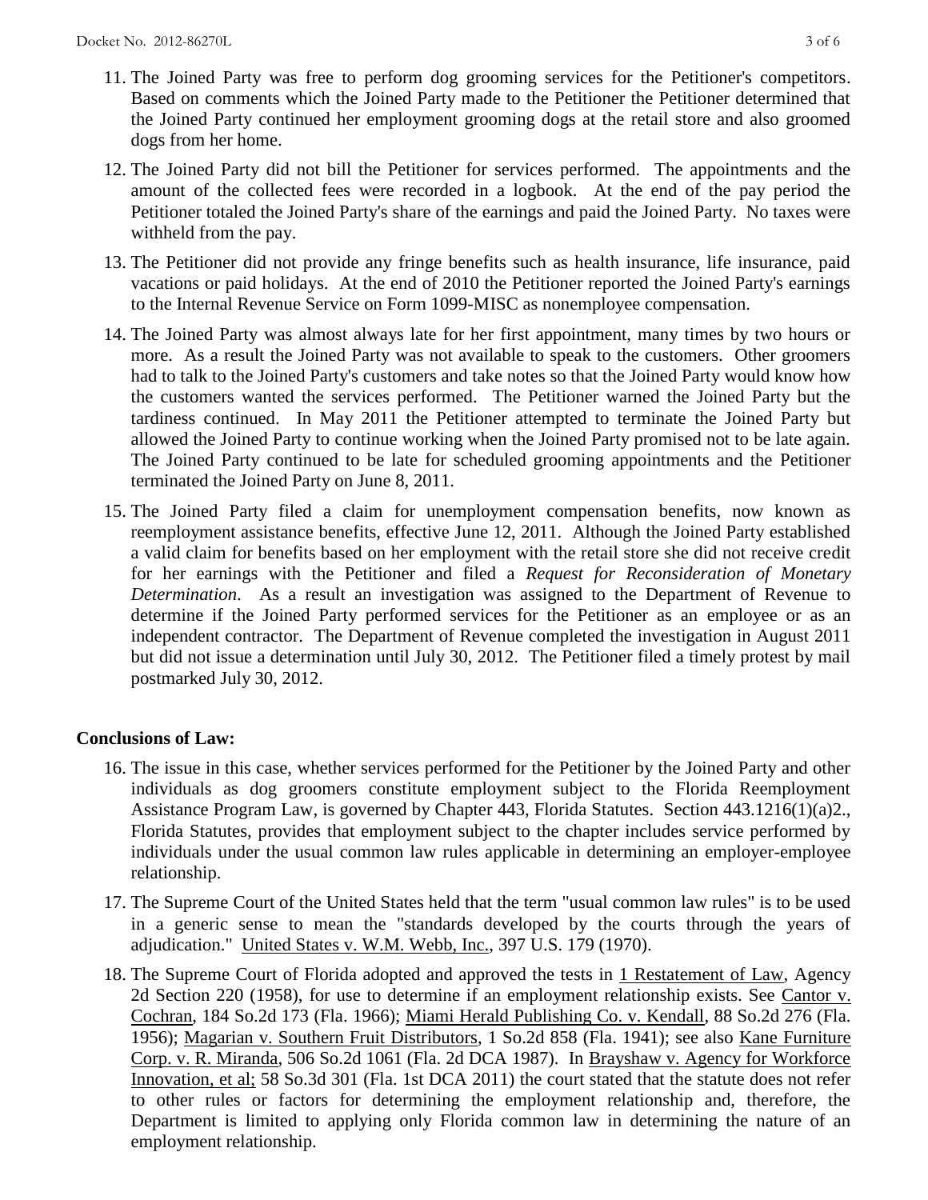11. The Joined Party was free to perform dog grooming services for the Petitioner's competitors. Based on comments which the Joined Party made to the Petitioner the Petitioner determined that the Joined Party continued her employment grooming dogs at the retail store and also groomed dogs from her home.

12. The Joined Party did not bill the Petitioner for services performed. The appointments and the amount of the collected fees were recorded in a logbook. At the end of the pay period the Petitioner totaled the Joined Party's share of the earnings and paid the Joined Party. No taxes were withheld from the pay.

13. The Petitioner did not provide any fringe benefits such as health insurance, life insurance, paid vacations or paid holidays. At the end of 2010 the Petitioner reported the Joined Party's earnings to the Internal Revenue Service on Form 1099-MISC as nonemployee compensation.

14. The Joined Party was almost always late for her first appointment, many times by two hours or more. As a result the Joined Party was not available to speak to the customers. Other groomers had to talk to the Joined Party's customers and take notes so that the Joined Party would know how the customers wanted the services performed. The Petitioner warned the Joined Party but the tardiness continued. In May 2011 the Petitioner attempted to terminate the Joined Party but allowed the Joined Party to continue working when the Joined Party promised not to be late again. The Joined Party continued to be late for scheduled grooming appointments and the Petitioner terminated the Joined Party on June 8, 2011.

15. The Joined Party filed a claim for unemployment compensation benefits, now known as reemployment assistance benefits, effective June 12, 2011. Although the Joined Party established a valid claim for benefits based on her employment with the retail store she did not receive credit for her earnings with the Petitioner and filed a *Request for Reconsideration of Monetary Determination*. As a result an investigation was assigned to the Department of Revenue to determine if the Joined Party performed services for the Petitioner as an employee or as an independent contractor. The Department of Revenue completed the investigation in August 2011 but did not issue a determination until July 30, 2012. The Petitioner filed a timely protest by mail postmarked July 30, 2012.

**Conclusions of Law:**

16. The issue in this case, whether services performed for the Petitioner by the Joined Party and other individuals as dog groomers constitute employment subject to the Florida Reemployment Assistance Program Law, is governed by Chapter 443, Florida Statutes. Section 443.1216(1)(a)2., Florida Statutes, provides that employment subject to the chapter includes service performed by individuals under the usual common law rules applicable in determining an employer-employee relationship.

17. The Supreme Court of the United States held that the term "usual common law rules" is to be used in a generic sense to mean the "standards developed by the courts through the years of adjudication." United States v. W.M. Webb, Inc., 397 U.S. 179 (1970).

18. The Supreme Court of Florida adopted and approved the tests in 1 Restatement of Law, Agency 2d Section 220 (1958), for use to determine if an employment relationship exists. See Cantor v. Cochran, 184 So.2d 173 (Fla. 1966); Miami Herald Publishing Co. v. Kendall, 88 So.2d 276 (Fla. 1956); Magarian v. Southern Fruit Distributors, 1 So.2d 858 (Fla. 1941); see also Kane Furniture Corp. v. R. Miranda, 506 So.2d 1061 (Fla. 2d DCA 1987). In Brayshaw v. Agency for Workforce Innovation, et al; 58 So.3d 301 (Fla. 1st DCA 2011) the court stated that the statute does not refer to other rules or factors for determining the employment relationship and, therefore, the Department is limited to applying only Florida common law in determining the nature of an employment relationship.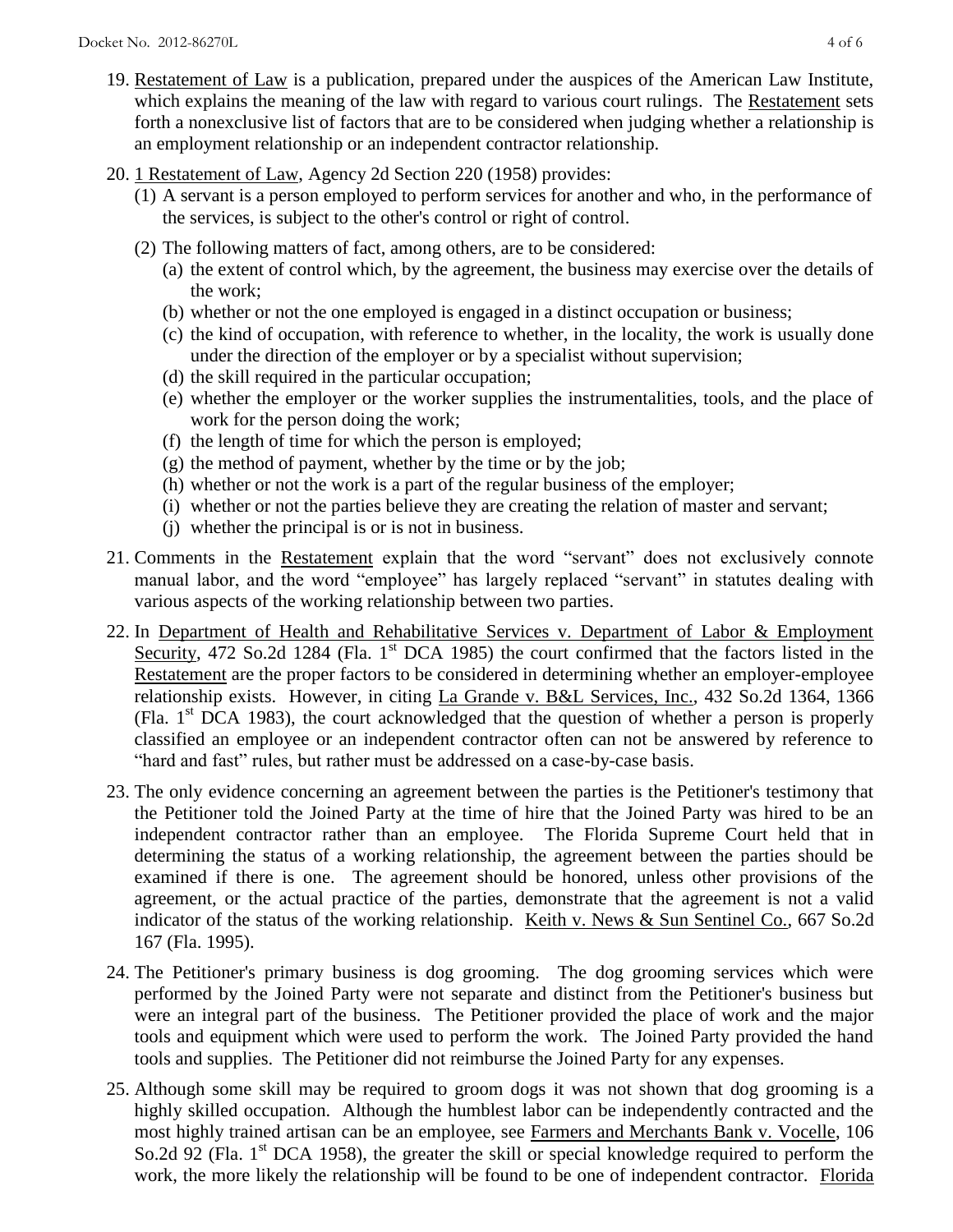19. Restatement of Law is a publication, prepared under the auspices of the American Law Institute, which explains the meaning of the law with regard to various court rulings. The Restatement sets forth a nonexclusive list of factors that are to be considered when judging whether a relationship is an employment relationship or an independent contractor relationship.

20. 1 Restatement of Law, Agency 2d Section 220 (1958) provides:
    (1) A servant is a person employed to perform services for another and who, in the performance of the services, is subject to the other's control or right of control.
    (2) The following matters of fact, among others, are to be considered:
        (a) the extent of control which, by the agreement, the business may exercise over the details of the work;
        (b) whether or not the one employed is engaged in a distinct occupation or business;
        (c) the kind of occupation, with reference to whether, in the locality, the work is usually done under the direction of the employer or by a specialist without supervision;
        (d) the skill required in the particular occupation;
        (e) whether the employer or the worker supplies the instrumentalities, tools, and the place of work for the person doing the work;
        (f) the length of time for which the person is employed;
        (g) the method of payment, whether by the time or by the job;
        (h) whether or not the work is a part of the regular business of the employer;
        (i) whether or not the parties believe they are creating the relation of master and servant;
        (j) whether the principal is or is not in business.

21. Comments in the Restatement explain that the word "servant" does not exclusively connote manual labor, and the word "employee" has largely replaced "servant" in statutes dealing with various aspects of the working relationship between two parties.

22. In Department of Health and Rehabilitative Services v. Department of Labor & Employment Security, 472 So.2d 1284 (Fla. 1st DCA 1985) the court confirmed that the factors listed in the Restatement are the proper factors to be considered in determining whether an employer-employee relationship exists. However, in citing La Grande v. B&L Services, Inc., 432 So.2d 1364, 1366 (Fla. 1st DCA 1983), the court acknowledged that the question of whether a person is properly classified an employee or an independent contractor often can not be answered by reference to "hard and fast" rules, but rather must be addressed on a case-by-case basis.

23. The only evidence concerning an agreement between the parties is the Petitioner's testimony that the Petitioner told the Joined Party at the time of hire that the Joined Party was hired to be an independent contractor rather than an employee. The Florida Supreme Court held that in determining the status of a working relationship, the agreement between the parties should be examined if there is one. The agreement should be honored, unless other provisions of the agreement, or the actual practice of the parties, demonstrate that the agreement is not a valid indicator of the status of the working relationship. Keith v. News & Sun Sentinel Co., 667 So.2d 167 (Fla. 1995).

24. The Petitioner's primary business is dog grooming. The dog grooming services which were performed by the Joined Party were not separate and distinct from the Petitioner's business but were an integral part of the business. The Petitioner provided the place of work and the major tools and equipment which were used to perform the work. The Joined Party provided the hand tools and supplies. The Petitioner did not reimburse the Joined Party for any expenses.

25. Although some skill may be required to groom dogs it was not shown that dog grooming is a highly skilled occupation. Although the humblest labor can be independently contracted and the most highly trained artisan can be an employee, see Farmers and Merchants Bank v. Vocelle, 106 So.2d 92 (Fla. 1st DCA 1958), the greater the skill or special knowledge required to perform the work, the more likely the relationship will be found to be one of independent contractor. Florida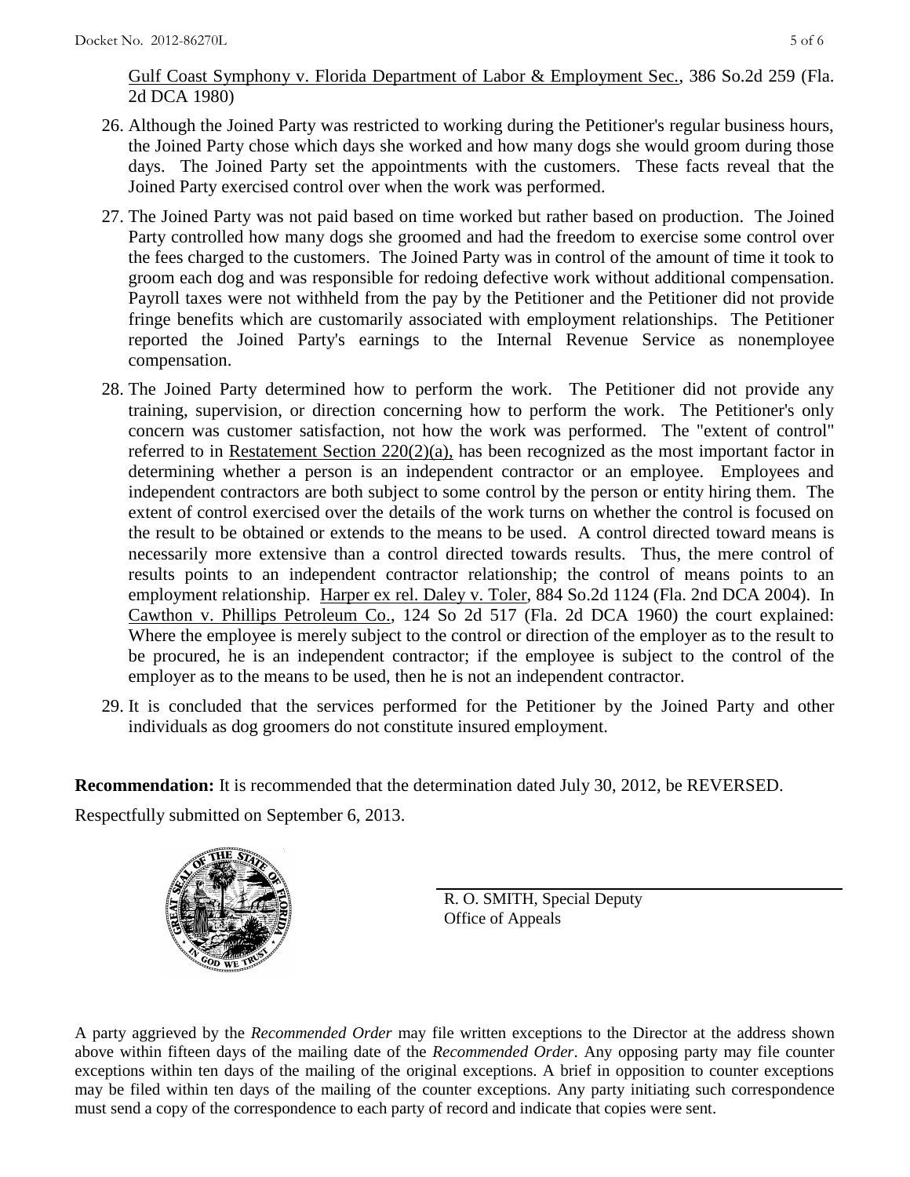Gulf Coast Symphony v. Florida Department of Labor & Employment Sec., 386 So.2d 259 (Fla. 2d DCA 1980)

26. Although the Joined Party was restricted to working during the Petitioner's regular business hours, the Joined Party chose which days she worked and how many dogs she would groom during those days. The Joined Party set the appointments with the customers. These facts reveal that the Joined Party exercised control over when the work was performed.

27. The Joined Party was not paid based on time worked but rather based on production. The Joined Party controlled how many dogs she groomed and had the freedom to exercise some control over the fees charged to the customers. The Joined Party was in control of the amount of time it took to groom each dog and was responsible for redoing defective work without additional compensation. Payroll taxes were not withheld from the pay by the Petitioner and the Petitioner did not provide fringe benefits which are customarily associated with employment relationships. The Petitioner reported the Joined Party's earnings to the Internal Revenue Service as nonemployee compensation.

28. The Joined Party determined how to perform the work. The Petitioner did not provide any training, supervision, or direction concerning how to perform the work. The Petitioner's only concern was customer satisfaction, not how the work was performed. The "extent of control" referred to in Restatement Section 220(2)(a), has been recognized as the most important factor in determining whether a person is an independent contractor or an employee. Employees and independent contractors are both subject to some control by the person or entity hiring them. The extent of control exercised over the details of the work turns on whether the control is focused on the result to be obtained or extends to the means to be used. A control directed toward means is necessarily more extensive than a control directed towards results. Thus, the mere control of results points to an independent contractor relationship; the control of means points to an employment relationship. Harper ex rel. Daley v. Toler, 884 So.2d 1124 (Fla. 2nd DCA 2004). In Cawthon v. Phillips Petroleum Co., 124 So 2d 517 (Fla. 2d DCA 1960) the court explained: Where the employee is merely subject to the control or direction of the employer as to the result to be procured, he is an independent contractor; if the employee is subject to the control of the employer as to the means to be used, then he is not an independent contractor.

29. It is concluded that the services performed for the Petitioner by the Joined Party and other individuals as dog groomers do not constitute insured employment.

**Recommendation:** It is recommended that the determination dated July 30, 2012, be REVERSED.

Respectfully submitted on September 6, 2013.

R. O. SMITH, Special Deputy
Office of Appeals

A party aggrieved by the *Recommended Order* may file written exceptions to the Director at the address shown above within fifteen days of the mailing date of the *Recommended Order*. Any opposing party may file counter exceptions within ten days of the mailing of the original exceptions. A brief in opposition to counter exceptions may be filed within ten days of the mailing of the counter exceptions. Any party initiating such correspondence must send a copy of the correspondence to each party of record and indicate that copies were sent.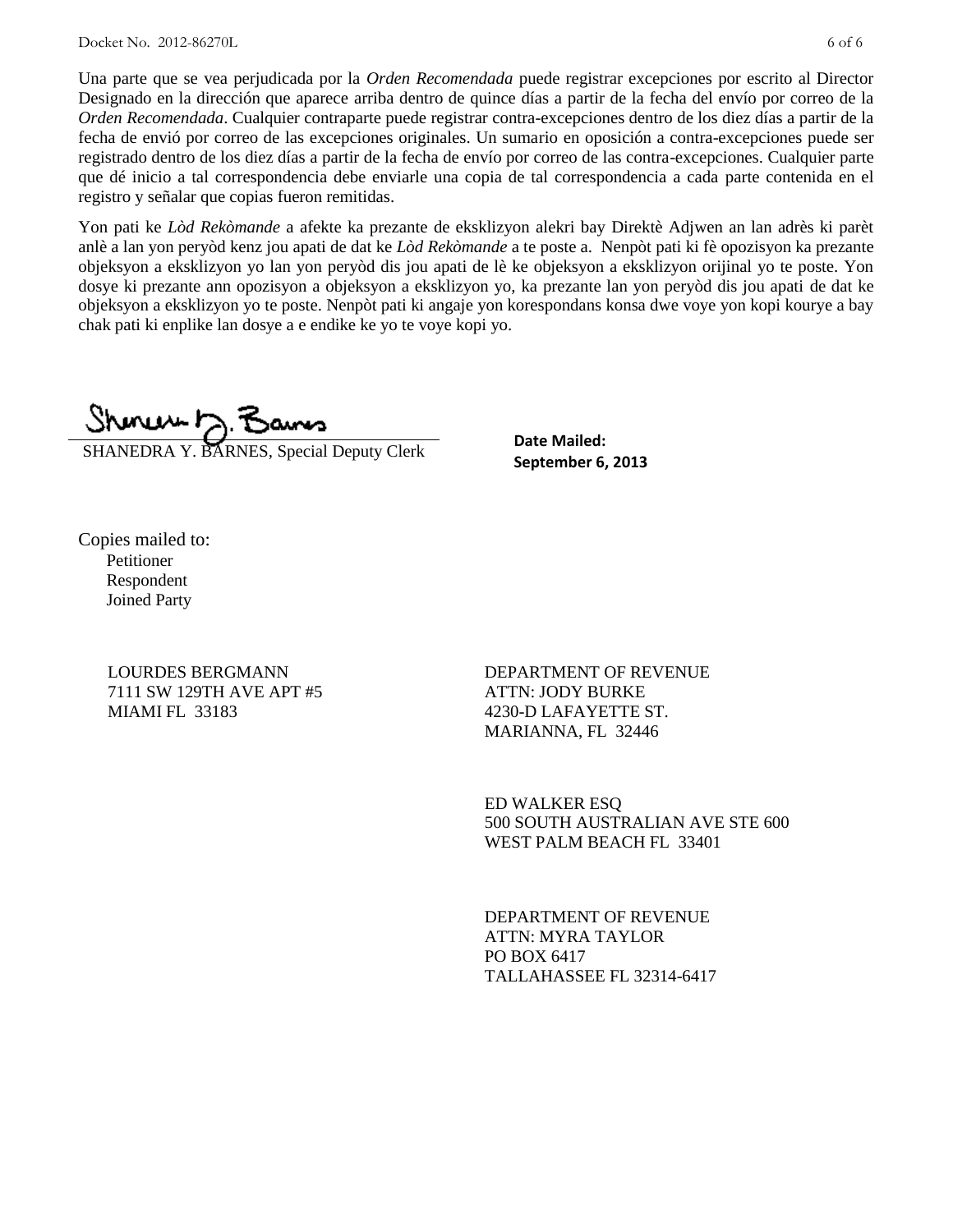Una parte que se vea perjudicada por la *Orden Recomendada* puede registrar excepciones por escrito al Director Designado en la dirección que aparece arriba dentro de quince días a partir de la fecha del envío por correo de la *Orden Recomendada*. Cualquier contraparte puede registrar contra-excepciones dentro de los diez días a partir de la fecha de envió por correo de las excepciones originales. Un sumario en oposición a contra-excepciones puede ser registrado dentro de los diez días a partir de la fecha de envío por correo de las contra-excepciones. Cualquier parte que dé inicio a tal correspondencia debe enviarle una copia de tal correspondencia a cada parte contenida en el registro y señalar que copias fueron remitidas.

Yon pati ke *Lòd Rekòmande* a afekte ka prezante de eksklizyon alekri bay Direktè Adjwen an lan adrès ki parèt anlè a lan yon peryòd kenz jou apati de dat ke *Lòd Rekòmande* a te poste a. Nenpòt pati ki fè opozisyon ka prezante objeksyon a eksklizyon yo lan yon peryòd dis jou apati de lè ke objeksyon a eksklizyon orijinal yo te poste. Yon dosye ki prezante ann opozisyon a objeksyon a eksklizyon yo, ka prezante lan yon peryòd dis jou apati de dat ke objeksyon a eksklizyon yo te poste. Nenpòt pati ki angaje yon korespondans konsa dwe voye yon kopi kourye a bay chak pati ki enplike lan dosye a e endike ke yo te voye kopi yo.

SHANEDRA Y. BARNES, Special Deputy Clerk

**Date Mailed:**
**September 6, 2013**

Copies mailed to:
Petitioner
Respondent
Joined Party

LOURDES BERGMANN
7111 SW 129TH AVE APT #5
MIAMI FL 33183

DEPARTMENT OF REVENUE
ATTN: JODY BURKE
4230-D LAFAYETTE ST.
MARIANNA, FL 32446

ED WALKER ESQ
500 SOUTH AUSTRALIAN AVE STE 600
WEST PALM BEACH FL 33401

DEPARTMENT OF REVENUE
ATTN: MYRA TAYLOR
PO BOX 6417
TALLAHASSEE FL 32314-6417